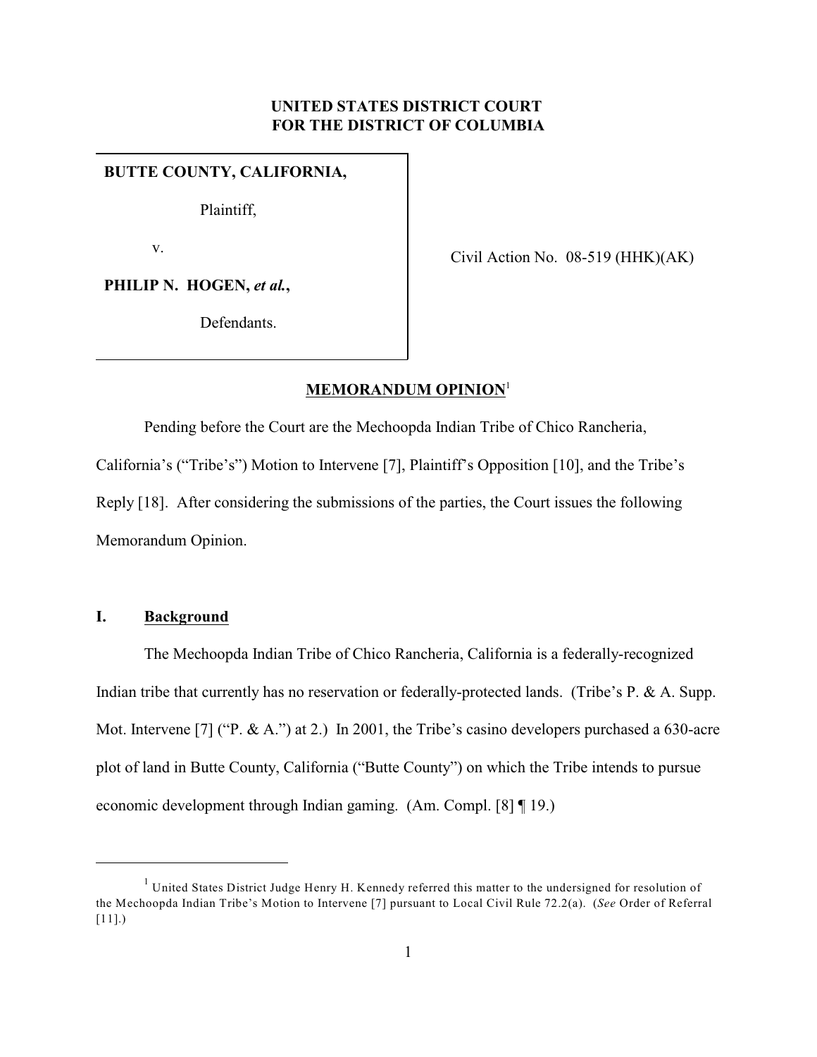**UNITED STATES DISTRICT COURT**
**FOR THE DISTRICT OF COLUMBIA**

**BUTTE COUNTY, CALIFORNIA,**

Plaintiff,

v.

**PHILIP N. HOGEN, *et al.*,**

Defendants.

Civil Action No. 08-519 (HHK)(AK)

**MEMORANDUM OPINION**[1]

Pending before the Court are the Mechoopda Indian Tribe of Chico Rancheria, California's ("Tribe's") Motion to Intervene [7], Plaintiff's Opposition [10], and the Tribe's Reply [18]. After considering the submissions of the parties, the Court issues the following Memorandum Opinion.

## I. Background

The Mechoopda Indian Tribe of Chico Rancheria, California is a federally-recognized Indian tribe that currently has no reservation or federally-protected lands. (Tribe's P. & A. Supp. Mot. Intervene [7] ("P. & A.") at 2.) In 2001, the Tribe's casino developers purchased a 630-acre plot of land in Butte County, California ("Butte County") on which the Tribe intends to pursue economic development through Indian gaming. (Am. Compl. [8] ¶ 19.)

---

[1] United States District Judge Henry H. Kennedy referred this matter to the undersigned for resolution of the Mechoopda Indian Tribe's Motion to Intervene [7] pursuant to Local Civil Rule 72.2(a). (*See* Order of Referral [11].)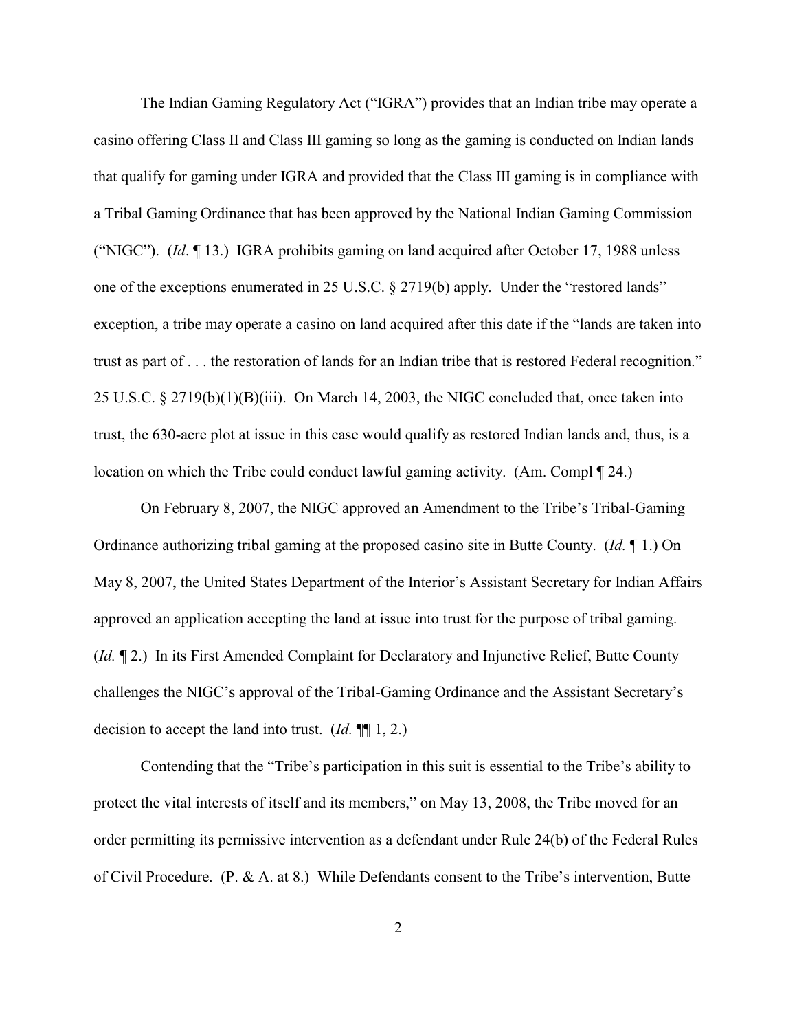The Indian Gaming Regulatory Act ("IGRA") provides that an Indian tribe may operate a casino offering Class II and Class III gaming so long as the gaming is conducted on Indian lands that qualify for gaming under IGRA and provided that the Class III gaming is in compliance with a Tribal Gaming Ordinance that has been approved by the National Indian Gaming Commission ("NIGC"). (*Id*. ¶ 13.) IGRA prohibits gaming on land acquired after October 17, 1988 unless one of the exceptions enumerated in 25 U.S.C. § 2719(b) apply. Under the "restored lands" exception, a tribe may operate a casino on land acquired after this date if the "lands are taken into trust as part of . . . the restoration of lands for an Indian tribe that is restored Federal recognition." 25 U.S.C. § 2719(b)(1)(B)(iii). On March 14, 2003, the NIGC concluded that, once taken into trust, the 630-acre plot at issue in this case would qualify as restored Indian lands and, thus, is a location on which the Tribe could conduct lawful gaming activity. (Am. Compl ¶ 24.)

On February 8, 2007, the NIGC approved an Amendment to the Tribe's Tribal-Gaming Ordinance authorizing tribal gaming at the proposed casino site in Butte County. (*Id.* ¶ 1.) On May 8, 2007, the United States Department of the Interior's Assistant Secretary for Indian Affairs approved an application accepting the land at issue into trust for the purpose of tribal gaming. (*Id.* ¶ 2.) In its First Amended Complaint for Declaratory and Injunctive Relief, Butte County challenges the NIGC's approval of the Tribal-Gaming Ordinance and the Assistant Secretary's decision to accept the land into trust. (*Id.* ¶¶ 1, 2.)

Contending that the "Tribe's participation in this suit is essential to the Tribe's ability to protect the vital interests of itself and its members," on May 13, 2008, the Tribe moved for an order permitting its permissive intervention as a defendant under Rule 24(b) of the Federal Rules of Civil Procedure. (P. & A. at 8.) While Defendants consent to the Tribe's intervention, Butte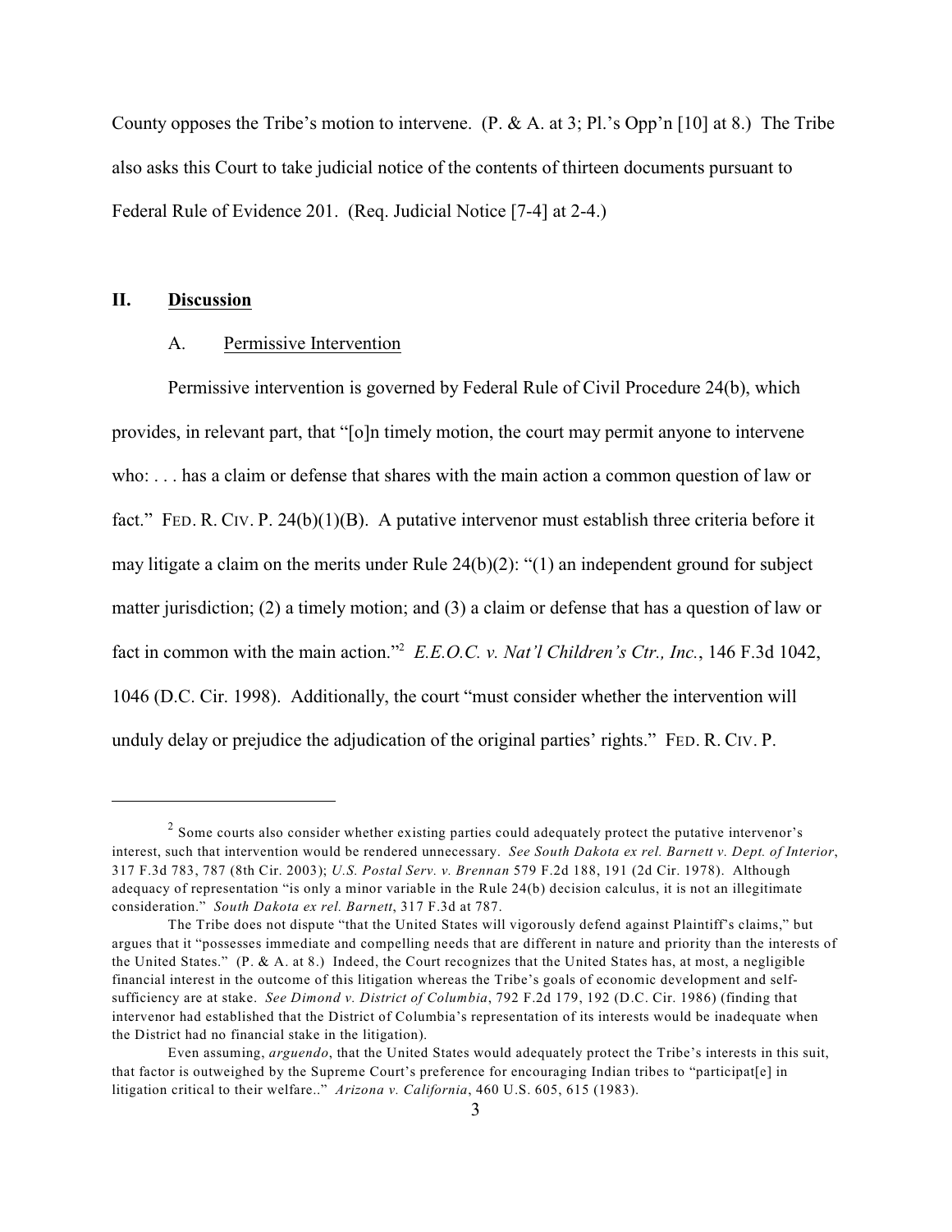County opposes the Tribe's motion to intervene. (P. & A. at 3; Pl.'s Opp'n [10] at 8.) The Tribe also asks this Court to take judicial notice of the contents of thirteen documents pursuant to Federal Rule of Evidence 201. (Req. Judicial Notice [7-4] at 2-4.)

## II. Discussion

### A. Permissive Intervention

Permissive intervention is governed by Federal Rule of Civil Procedure 24(b), which provides, in relevant part, that "[o]n timely motion, the court may permit anyone to intervene who: . . . has a claim or defense that shares with the main action a common question of law or fact." FED. R. CIV. P. 24(b)(1)(B). A putative intervenor must establish three criteria before it may litigate a claim on the merits under Rule 24(b)(2): "(1) an independent ground for subject matter jurisdiction; (2) a timely motion; and (3) a claim or defense that has a question of law or fact in common with the main action."[2] *E.E.O.C. v. Nat'l Children's Ctr., Inc.*, 146 F.3d 1042, 1046 (D.C. Cir. 1998). Additionally, the court "must consider whether the intervention will unduly delay or prejudice the adjudication of the original parties' rights." FED. R. CIV. P.

---

[2] Some courts also consider whether existing parties could adequately protect the putative intervenor's interest, such that intervention would be rendered unnecessary. *See South Dakota ex rel. Barnett v. Dept. of Interior*, 317 F.3d 783, 787 (8th Cir. 2003); *U.S. Postal Serv. v. Brennan* 579 F.2d 188, 191 (2d Cir. 1978). Although adequacy of representation "is only a minor variable in the Rule 24(b) decision calculus, it is not an illegitimate consideration." *South Dakota ex rel. Barnett*, 317 F.3d at 787.

The Tribe does not dispute "that the United States will vigorously defend against Plaintiff's claims," but argues that it "possesses immediate and compelling needs that are different in nature and priority than the interests of the United States." (P. & A. at 8.) Indeed, the Court recognizes that the United States has, at most, a negligible financial interest in the outcome of this litigation whereas the Tribe's goals of economic development and self-sufficiency are at stake. *See Dimond v. District of Columbia*, 792 F.2d 179, 192 (D.C. Cir. 1986) (finding that intervenor had established that the District of Columbia's representation of its interests would be inadequate when the District had no financial stake in the litigation).

Even assuming, *arguendo*, that the United States would adequately protect the Tribe's interests in this suit, that factor is outweighed by the Supreme Court's preference for encouraging Indian tribes to "participat[e] in litigation critical to their welfare.." *Arizona v. California*, 460 U.S. 605, 615 (1983).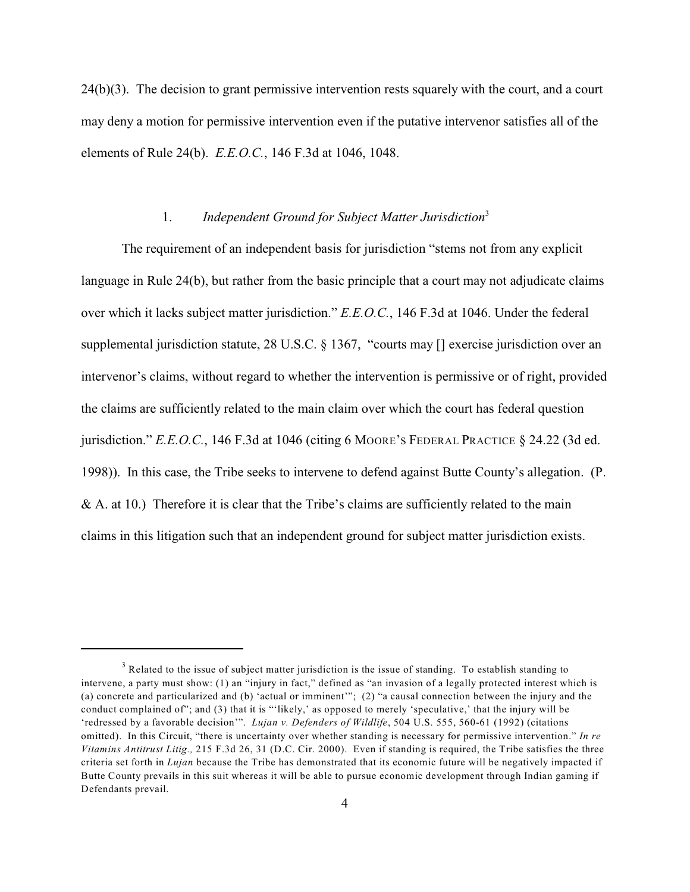24(b)(3). The decision to grant permissive intervention rests squarely with the court, and a court may deny a motion for permissive intervention even if the putative intervenor satisfies all of the elements of Rule 24(b). *E.E.O.C.*, 146 F.3d at 1046, 1048.

### 1. *Independent Ground for Subject Matter Jurisdiction*[3]

The requirement of an independent basis for jurisdiction "stems not from any explicit language in Rule 24(b), but rather from the basic principle that a court may not adjudicate claims over which it lacks subject matter jurisdiction." *E.E.O.C.*, 146 F.3d at 1046. Under the federal supplemental jurisdiction statute, 28 U.S.C. § 1367, "courts may [] exercise jurisdiction over an intervenor's claims, without regard to whether the intervention is permissive or of right, provided the claims are sufficiently related to the main claim over which the court has federal question jurisdiction." *E.E.O.C.*, 146 F.3d at 1046 (citing 6 MOORE'S FEDERAL PRACTICE § 24.22 (3d ed. 1998)). In this case, the Tribe seeks to intervene to defend against Butte County's allegation. (P. & A. at 10.) Therefore it is clear that the Tribe's claims are sufficiently related to the main claims in this litigation such that an independent ground for subject matter jurisdiction exists.

---

[3] Related to the issue of subject matter jurisdiction is the issue of standing. To establish standing to intervene, a party must show: (1) an "injury in fact," defined as "an invasion of a legally protected interest which is (a) concrete and particularized and (b) 'actual or imminent'"; (2) "a causal connection between the injury and the conduct complained of"; and (3) that it is "'likely,' as opposed to merely 'speculative,' that the injury will be 'redressed by a favorable decision'". *Lujan v. Defenders of Wildlife*, 504 U.S. 555, 560-61 (1992) (citations omitted). In this Circuit, "there is uncertainty over whether standing is necessary for permissive intervention." *In re Vitamins Antitrust Litig.,* 215 F.3d 26, 31 (D.C. Cir. 2000). Even if standing is required, the Tribe satisfies the three criteria set forth in *Lujan* because the Tribe has demonstrated that its economic future will be negatively impacted if Butte County prevails in this suit whereas it will be able to pursue economic development through Indian gaming if Defendants prevail.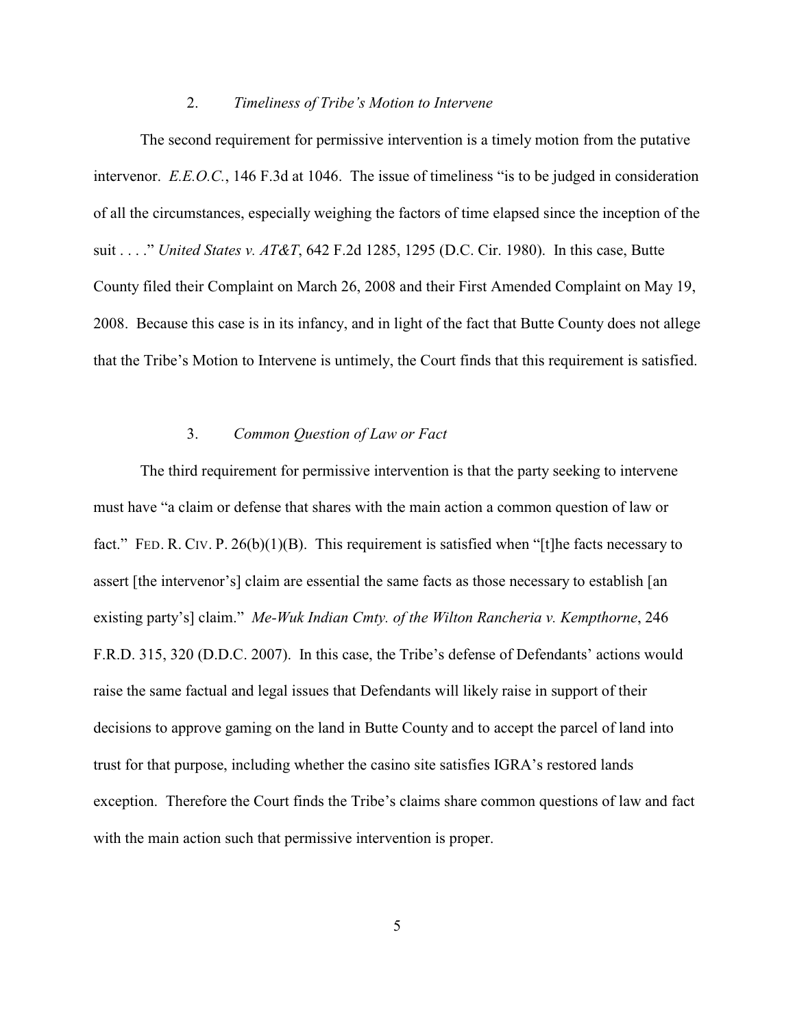### 2. *Timeliness of Tribe's Motion to Intervene*

The second requirement for permissive intervention is a timely motion from the putative intervenor. *E.E.O.C.*, 146 F.3d at 1046. The issue of timeliness "is to be judged in consideration of all the circumstances, especially weighing the factors of time elapsed since the inception of the suit . . . ." *United States v. AT&T*, 642 F.2d 1285, 1295 (D.C. Cir. 1980). In this case, Butte County filed their Complaint on March 26, 2008 and their First Amended Complaint on May 19, 2008. Because this case is in its infancy, and in light of the fact that Butte County does not allege that the Tribe's Motion to Intervene is untimely, the Court finds that this requirement is satisfied.

### 3. *Common Question of Law or Fact*

The third requirement for permissive intervention is that the party seeking to intervene must have "a claim or defense that shares with the main action a common question of law or fact." FED. R. CIV. P. 26(b)(1)(B). This requirement is satisfied when "[t]he facts necessary to assert [the intervenor's] claim are essential the same facts as those necessary to establish [an existing party's] claim." *Me-Wuk Indian Cmty. of the Wilton Rancheria v. Kempthorne*, 246 F.R.D. 315, 320 (D.D.C. 2007). In this case, the Tribe's defense of Defendants' actions would raise the same factual and legal issues that Defendants will likely raise in support of their decisions to approve gaming on the land in Butte County and to accept the parcel of land into trust for that purpose, including whether the casino site satisfies IGRA's restored lands exception. Therefore the Court finds the Tribe's claims share common questions of law and fact with the main action such that permissive intervention is proper.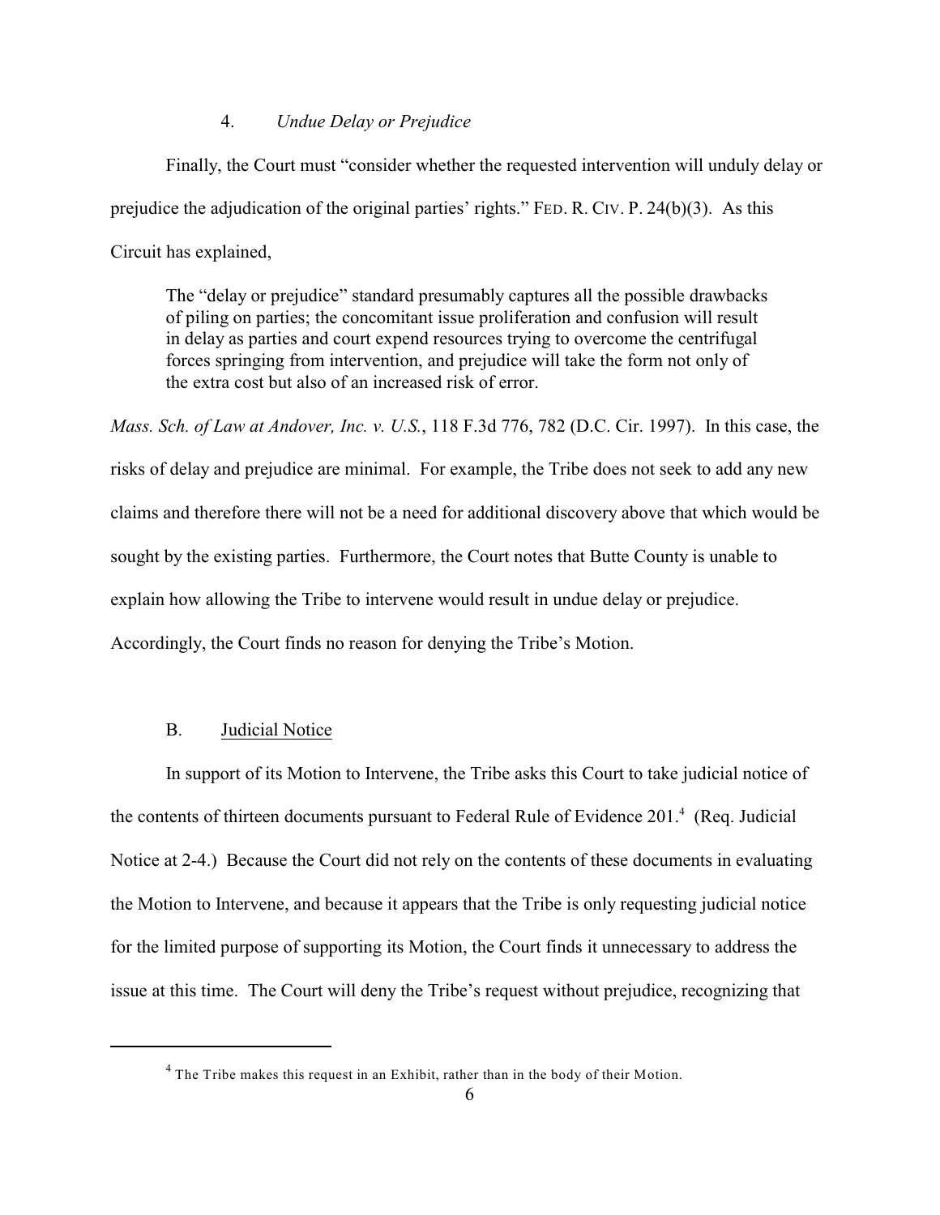### 4. *Undue Delay or Prejudice*

Finally, the Court must "consider whether the requested intervention will unduly delay or prejudice the adjudication of the original parties' rights." FED. R. CIV. P. 24(b)(3). As this Circuit has explained,

> The "delay or prejudice" standard presumably captures all the possible drawbacks of piling on parties; the concomitant issue proliferation and confusion will result in delay as parties and court expend resources trying to overcome the centrifugal forces springing from intervention, and prejudice will take the form not only of the extra cost but also of an increased risk of error.

*Mass. Sch. of Law at Andover, Inc. v. U.S.*, 118 F.3d 776, 782 (D.C. Cir. 1997). In this case, the risks of delay and prejudice are minimal. For example, the Tribe does not seek to add any new claims and therefore there will not be a need for additional discovery above that which would be sought by the existing parties. Furthermore, the Court notes that Butte County is unable to explain how allowing the Tribe to intervene would result in undue delay or prejudice. Accordingly, the Court finds no reason for denying the Tribe's Motion.

## B. Judicial Notice

In support of its Motion to Intervene, the Tribe asks this Court to take judicial notice of the contents of thirteen documents pursuant to Federal Rule of Evidence 201.[4] (Req. Judicial Notice at 2-4.) Because the Court did not rely on the contents of these documents in evaluating the Motion to Intervene, and because it appears that the Tribe is only requesting judicial notice for the limited purpose of supporting its Motion, the Court finds it unnecessary to address the issue at this time. The Court will deny the Tribe's request without prejudice, recognizing that

---

[4] The Tribe makes this request in an Exhibit, rather than in the body of their Motion.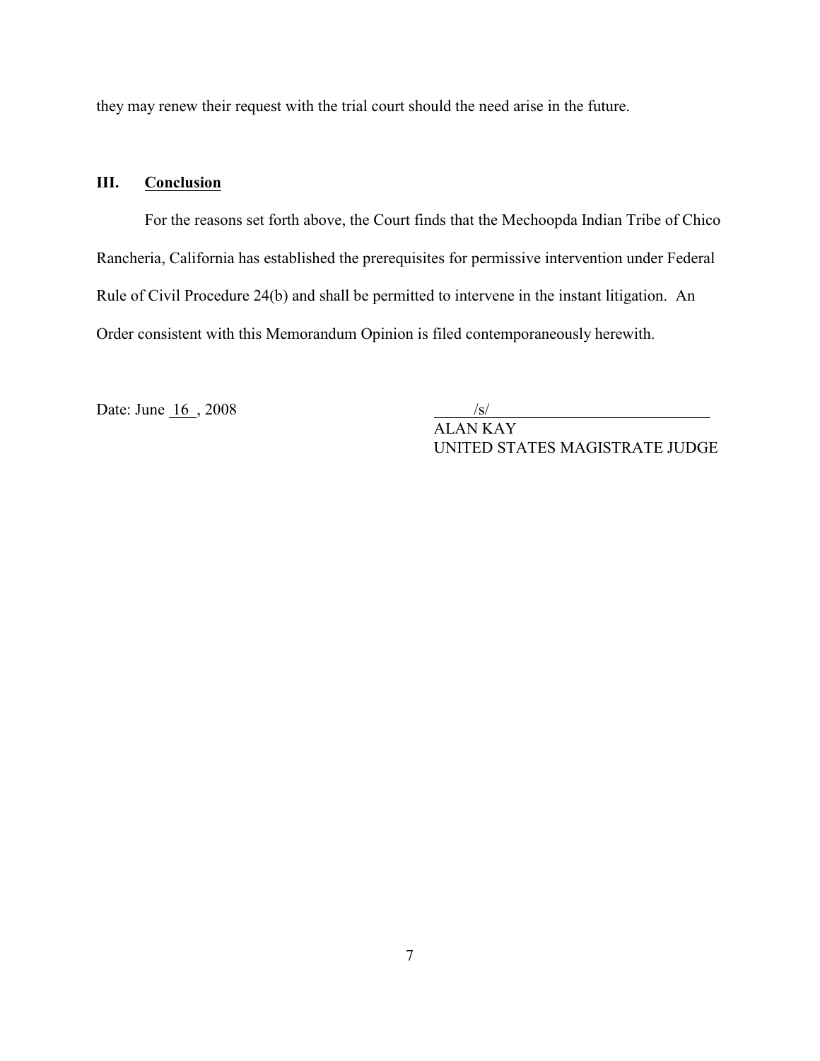they may renew their request with the trial court should the need arise in the future.

### III. Conclusion

For the reasons set forth above, the Court finds that the Mechoopda Indian Tribe of Chico Rancheria, California has established the prerequisites for permissive intervention under Federal Rule of Civil Procedure 24(b) and shall be permitted to intervene in the instant litigation. An Order consistent with this Memorandum Opinion is filed contemporaneously herewith.

Date: June 16, 2008

/s/
ALAN KAY
UNITED STATES MAGISTRATE JUDGE